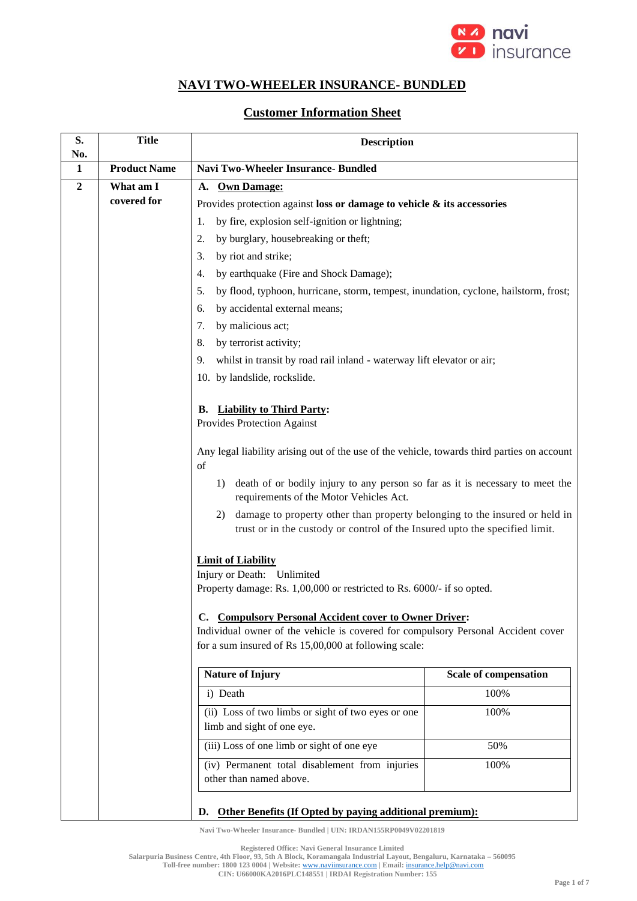# NAVI TWO-WHEELER INSURANCE- BUNDLED

## Customer Information Sheet

| S. No. | Title | Description |
|---|---|---|
| 1 | **Product Name** | **Navi Two-Wheeler Insurance- Bundled** |
| 2 | **What am I covered for** | **A. Own Damage:**<br>Provides protection against **loss or damage to vehicle & its accessories**<br>1. by fire, explosion self-ignition or lightning;<br>2. by burglary, housebreaking or theft;<br>3. by riot and strike;<br>4. by earthquake (Fire and Shock Damage);<br>5. by flood, typhoon, hurricane, storm, tempest, inundation, cyclone, hailstorm, frost;<br>6. by accidental external means;<br>7. by malicious act;<br>8. by terrorist activity;<br>9. whilst in transit by road rail inland - waterway lift elevator or air;<br>10. by landslide, rockslide.<br><br>**B. Liability to Third Party:**<br>Provides Protection Against<br><br>Any legal liability arising out of the use of the vehicle, towards third parties on account of<br>1) death of or bodily injury to any person so far as it is necessary to meet the requirements of the Motor Vehicles Act.<br>2) damage to property other than property belonging to the insured or held in trust or in the custody or control of the Insured upto the specified limit.<br><br>**Limit of Liability**<br>Injury or Death: Unlimited<br>Property damage: Rs. 1,00,000 or restricted to Rs. 6000/- if so opted.<br><br>**C. Compulsory Personal Accident cover to Owner Driver:**<br>Individual owner of the vehicle is covered for compulsory Personal Accident cover for a sum insured of Rs 15,00,000 at following scale: |

| Nature of Injury | Scale of compensation |
|---|---|
| i) Death | 100% |
| (ii) Loss of two limbs or sight of two eyes or one limb and sight of one eye. | 100% |
| (iii) Loss of one limb or sight of one eye | 50% |
| (iv) Permanent total disablement from injuries other than named above. | 100% |

**D. Other Benefits (If Opted by paying additional premium):**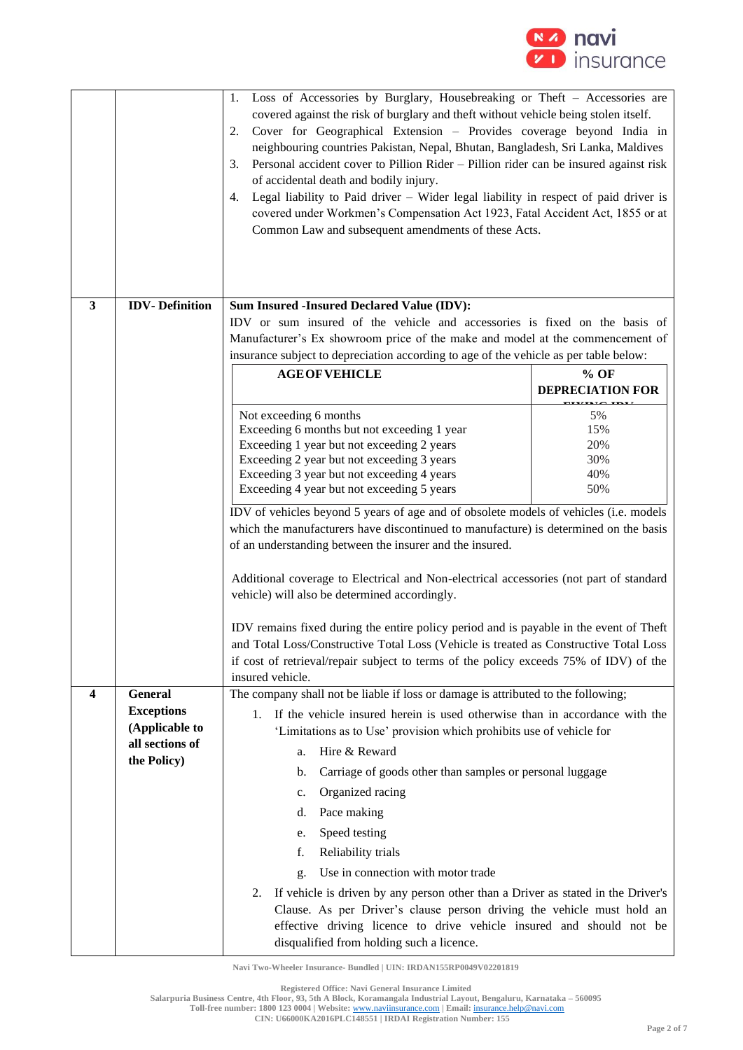| | | |
|---|---|---|
| | | 1. Loss of Accessories by Burglary, Housebreaking or Theft – Accessories are covered against the risk of burglary and theft without vehicle being stolen itself.<br>2. Cover for Geographical Extension – Provides coverage beyond India in neighbouring countries Pakistan, Nepal, Bhutan, Bangladesh, Sri Lanka, Maldives<br>3. Personal accident cover to Pillion Rider – Pillion rider can be insured against risk of accidental death and bodily injury.<br>4. Legal liability to Paid driver – Wider legal liability in respect of paid driver is covered under Workmen's Compensation Act 1923, Fatal Accident Act, 1855 or at Common Law and subsequent amendments of these Acts. |
| **3** | **IDV- Definition** | **Sum Insured -Insured Declared Value (IDV):**<br>IDV or sum insured of the vehicle and accessories is fixed on the basis of Manufacturer's Ex showroom price of the make and model at the commencement of insurance subject to depreciation according to age of the vehicle as per table below:<br><br>**AGE OF VEHICLE** — **% OF DEPRECIATION FOR FIXING IDV**<br>Not exceeding 6 months — 5%<br>Exceeding 6 months but not exceeding 1 year — 15%<br>Exceeding 1 year but not exceeding 2 years — 20%<br>Exceeding 2 year but not exceeding 3 years — 30%<br>Exceeding 3 year but not exceeding 4 years — 40%<br>Exceeding 4 year but not exceeding 5 years — 50%<br><br>IDV of vehicles beyond 5 years of age and of obsolete models of vehicles (i.e. models which the manufacturers have discontinued to manufacture) is determined on the basis of an understanding between the insurer and the insured.<br><br>Additional coverage to Electrical and Non-electrical accessories (not part of standard vehicle) will also be determined accordingly.<br><br>IDV remains fixed during the entire policy period and is payable in the event of Theft and Total Loss/Constructive Total Loss (Vehicle is treated as Constructive Total Loss if cost of retrieval/repair subject to terms of the policy exceeds 75% of IDV) of the insured vehicle. |
| **4** | **General Exceptions (Applicable to all sections of the Policy)** | The company shall not be liable if loss or damage is attributed to the following;<br>1. If the vehicle insured herein is used otherwise than in accordance with the 'Limitations as to Use' provision which prohibits use of vehicle for<br>a. Hire & Reward<br>b. Carriage of goods other than samples or personal luggage<br>c. Organized racing<br>d. Pace making<br>e. Speed testing<br>f. Reliability trials<br>g. Use in connection with motor trade<br>2. If vehicle is driven by any person other than a Driver as stated in the Driver's Clause. As per Driver's clause person driving the vehicle must hold an effective driving licence to drive vehicle insured and should not be disqualified from holding such a licence. |

Navi Two-Wheeler Insurance- Bundled | UIN: IRDAN155RP0049V02201819

Registered Office: Navi General Insurance Limited
Salarpuria Business Centre, 4th Floor, 93, 5th A Block, Koramangala Industrial Layout, Bengaluru, Karnataka – 560095
Toll-free number: 1800 123 0004 | Website: www.naviinsurance.com | Email: insurance.help@navi.com
CIN: U66000KA2016PLC148551 | IRDAI Registration Number: 155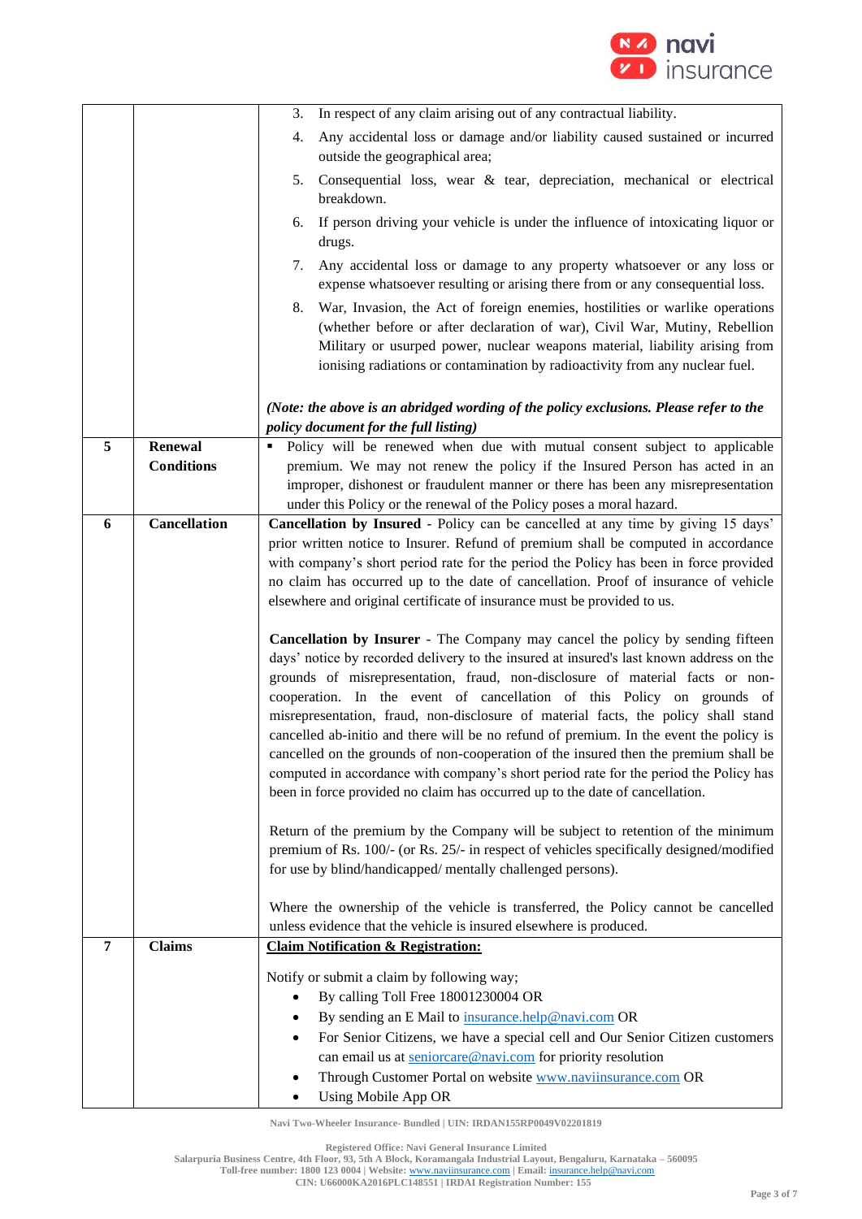| | | |
|---|---|---|
| | | 3. In respect of any claim arising out of any contractual liability.<br>4. Any accidental loss or damage and/or liability caused sustained or incurred outside the geographical area;<br>5. Consequential loss, wear & tear, depreciation, mechanical or electrical breakdown.<br>6. If person driving your vehicle is under the influence of intoxicating liquor or drugs.<br>7. Any accidental loss or damage to any property whatsoever or any loss or expense whatsoever resulting or arising there from or any consequential loss.<br>8. War, Invasion, the Act of foreign enemies, hostilities or warlike operations (whether before or after declaration of war), Civil War, Mutiny, Rebellion Military or usurped power, nuclear weapons material, liability arising from ionising radiations or contamination by radioactivity from any nuclear fuel.<br><br>***(Note: the above is an abridged wording of the policy exclusions. Please refer to the policy document for the full listing)*** |
| 5 | **Renewal Conditions** | ▪ Policy will be renewed when due with mutual consent subject to applicable premium. We may not renew the policy if the Insured Person has acted in an improper, dishonest or fraudulent manner or there has been any misrepresentation under this Policy or the renewal of the Policy poses a moral hazard. |
| 6 | **Cancellation** | **Cancellation by Insured** - Policy can be cancelled at any time by giving 15 days' prior written notice to Insurer. Refund of premium shall be computed in accordance with company's short period rate for the period the Policy has been in force provided no claim has occurred up to the date of cancellation. Proof of insurance of vehicle elsewhere and original certificate of insurance must be provided to us.<br><br>**Cancellation by Insurer** - The Company may cancel the policy by sending fifteen days' notice by recorded delivery to the insured at insured's last known address on the grounds of misrepresentation, fraud, non-disclosure of material facts or non-cooperation. In the event of cancellation of this Policy on grounds of misrepresentation, fraud, non-disclosure of material facts, the policy shall stand cancelled ab-initio and there will be no refund of premium. In the event the policy is cancelled on the grounds of non-cooperation of the insured then the premium shall be computed in accordance with company's short period rate for the period the Policy has been in force provided no claim has occurred up to the date of cancellation.<br><br>Return of the premium by the Company will be subject to retention of the minimum premium of Rs. 100/- (or Rs. 25/- in respect of vehicles specifically designed/modified for use by blind/handicapped/ mentally challenged persons).<br><br>Where the ownership of the vehicle is transferred, the Policy cannot be cancelled unless evidence that the vehicle is insured elsewhere is produced. |
| 7 | **Claims** | **<u>Claim Notification & Registration:</u>**<br><br>Notify or submit a claim by following way;<br>• By calling Toll Free 18001230004 OR<br>• By sending an E Mail to insurance.help@navi.com OR<br>• For Senior Citizens, we have a special cell and Our Senior Citizen customers can email us at seniorcare@navi.com for priority resolution<br>• Through Customer Portal on website www.naviinsurance.com OR<br>• Using Mobile App OR |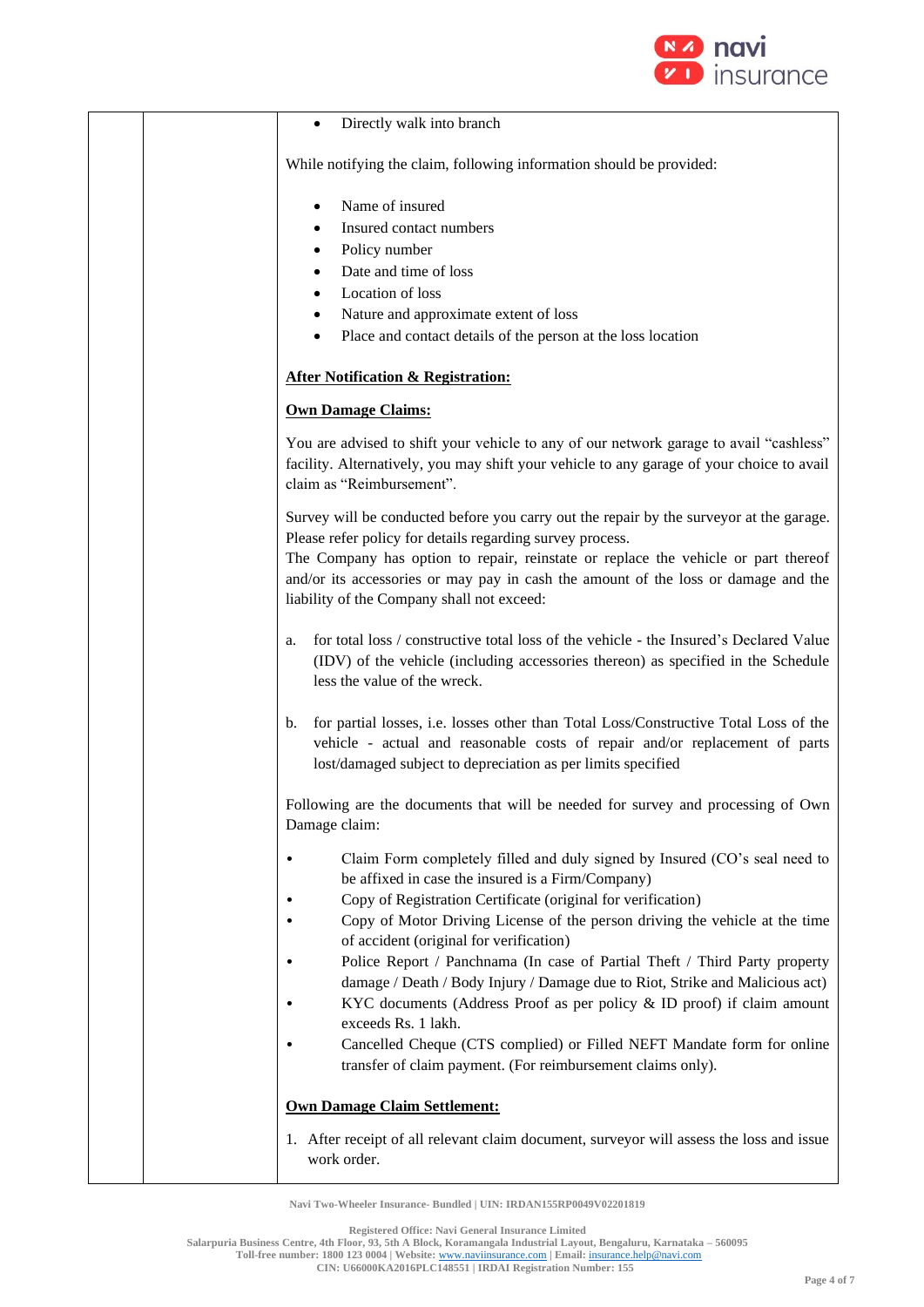- Directly walk into branch

While notifying the claim, following information should be provided:

- Name of insured
- Insured contact numbers
- Policy number
- Date and time of loss
- Location of loss
- Nature and approximate extent of loss
- Place and contact details of the person at the loss location

**After Notification & Registration:**

**Own Damage Claims:**

You are advised to shift your vehicle to any of our network garage to avail "cashless" facility. Alternatively, you may shift your vehicle to any garage of your choice to avail claim as "Reimbursement".

Survey will be conducted before you carry out the repair by the surveyor at the garage. Please refer policy for details regarding survey process.
The Company has option to repair, reinstate or replace the vehicle or part thereof and/or its accessories or may pay in cash the amount of the loss or damage and the liability of the Company shall not exceed:

a. for total loss / constructive total loss of the vehicle - the Insured's Declared Value (IDV) of the vehicle (including accessories thereon) as specified in the Schedule less the value of the wreck.

b. for partial losses, i.e. losses other than Total Loss/Constructive Total Loss of the vehicle - actual and reasonable costs of repair and/or replacement of parts lost/damaged subject to depreciation as per limits specified

Following are the documents that will be needed for survey and processing of Own Damage claim:

- Claim Form completely filled and duly signed by Insured (CO's seal need to be affixed in case the insured is a Firm/Company)
- Copy of Registration Certificate (original for verification)
- Copy of Motor Driving License of the person driving the vehicle at the time of accident (original for verification)
- Police Report / Panchnama (In case of Partial Theft / Third Party property damage / Death / Body Injury / Damage due to Riot, Strike and Malicious act)
- KYC documents (Address Proof as per policy & ID proof) if claim amount exceeds Rs. 1 lakh.
- Cancelled Cheque (CTS complied) or Filled NEFT Mandate form for online transfer of claim payment. (For reimbursement claims only).

**Own Damage Claim Settlement:**

1. After receipt of all relevant claim document, surveyor will assess the loss and issue work order.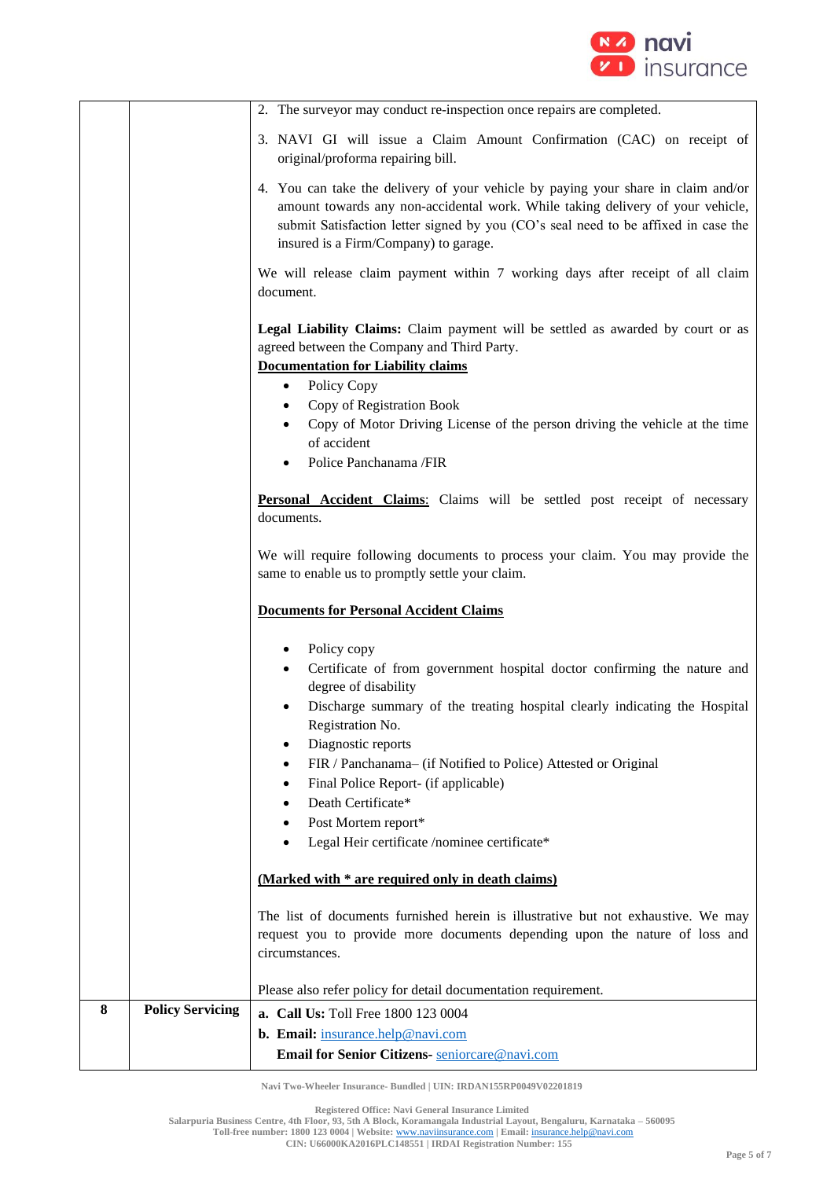| | | |
|---|---|---|
| | | 2. The surveyor may conduct re-inspection once repairs are completed.<br><br>3. NAVI GI will issue a Claim Amount Confirmation (CAC) on receipt of original/proforma repairing bill.<br><br>4. You can take the delivery of your vehicle by paying your share in claim and/or amount towards any non-accidental work. While taking delivery of your vehicle, submit Satisfaction letter signed by you (CO's seal need to be affixed in case the insured is a Firm/Company) to garage.<br><br>We will release claim payment within 7 working days after receipt of all claim document.<br><br>**Legal Liability Claims:** Claim payment will be settled as awarded by court or as agreed between the Company and Third Party.<br>**<u>Documentation for Liability claims</u>**<br>• Policy Copy<br>• Copy of Registration Book<br>• Copy of Motor Driving License of the person driving the vehicle at the time of accident<br>• Police Panchanama /FIR<br><br>**<u>Personal Accident Claims</u>**: Claims will be settled post receipt of necessary documents.<br><br>We will require following documents to process your claim. You may provide the same to enable us to promptly settle your claim.<br><br>**<u>Documents for Personal Accident Claims</u>**<br><br>• Policy copy<br>• Certificate of from government hospital doctor confirming the nature and degree of disability<br>• Discharge summary of the treating hospital clearly indicating the Hospital Registration No.<br>• Diagnostic reports<br>• FIR / Panchanama– (if Notified to Police) Attested or Original<br>• Final Police Report- (if applicable)<br>• Death Certificate*<br>• Post Mortem report*<br>• Legal Heir certificate /nominee certificate*<br><br>**<u>(Marked with * are required only in death claims)</u>**<br><br>The list of documents furnished herein is illustrative but not exhaustive. We may request you to provide more documents depending upon the nature of loss and circumstances.<br><br>Please also refer policy for detail documentation requirement. |
| **8** | **Policy Servicing** | **a. Call Us:** Toll Free 1800 123 0004<br>**b. Email:** insurance.help@navi.com<br>**Email for Senior Citizens-** seniorcare@navi.com |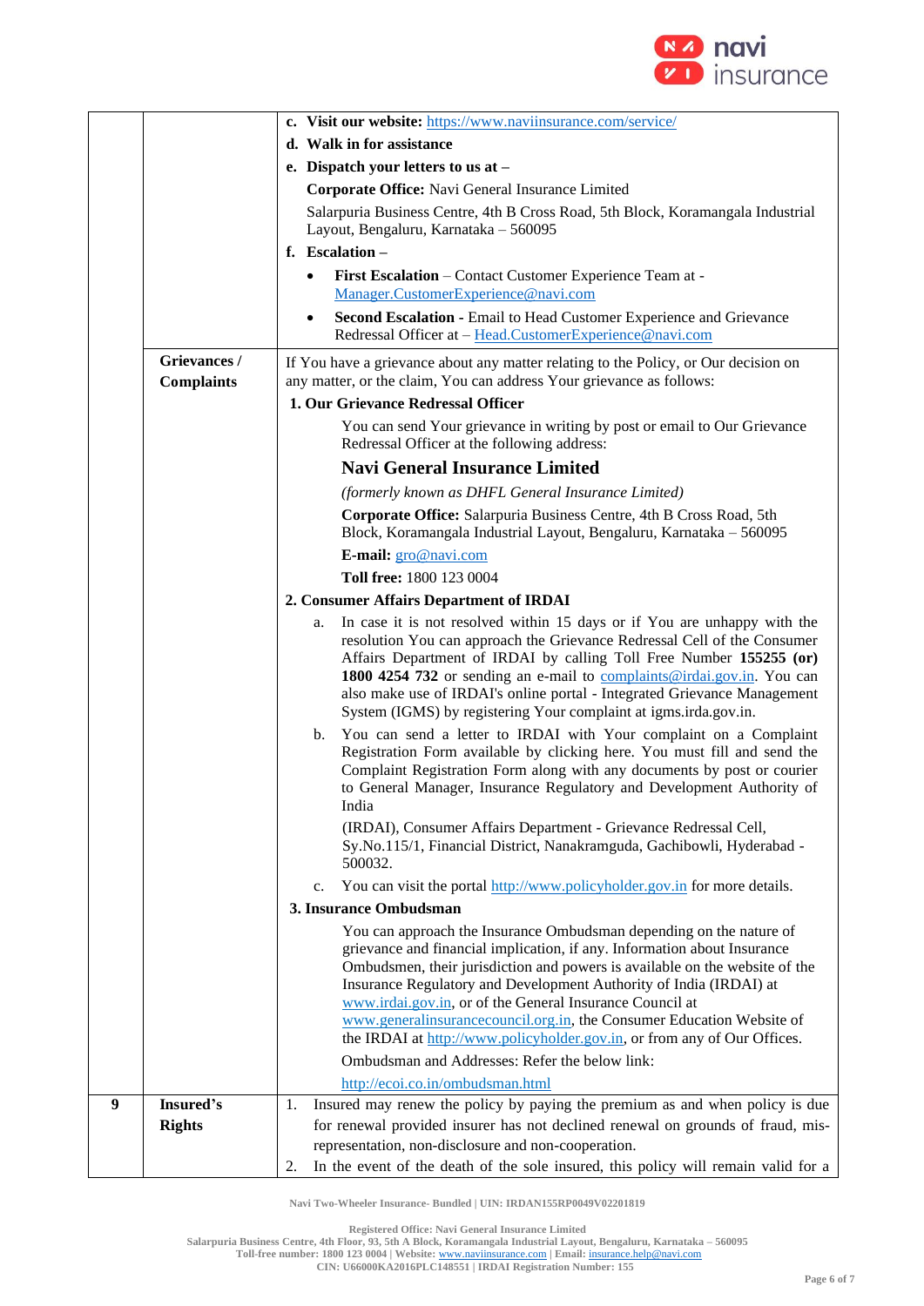| | | |
|---|---|---|
| | | **c. Visit our website:** https://www.naviinsurance.com/service/<br>**d. Walk in for assistance**<br>**e. Dispatch your letters to us at –**<br>**Corporate Office:** Navi General Insurance Limited<br>Salarpuria Business Centre, 4th B Cross Road, 5th Block, Koramangala Industrial Layout, Bengaluru, Karnataka – 560095<br>**f. Escalation –**<br>• **First Escalation** – Contact Customer Experience Team at - Manager.CustomerExperience@navi.com<br>• **Second Escalation** - Email to Head Customer Experience and Grievance Redressal Officer at – Head.CustomerExperience@navi.com |
| | **Grievances / Complaints** | If You have a grievance about any matter relating to the Policy, or Our decision on any matter, or the claim, You can address Your grievance as follows:<br>**1. Our Grievance Redressal Officer**<br>You can send Your grievance in writing by post or email to Our Grievance Redressal Officer at the following address:<br>**Navi General Insurance Limited**<br>*(formerly known as DHFL General Insurance Limited)*<br>**Corporate Office:** Salarpuria Business Centre, 4th B Cross Road, 5th Block, Koramangala Industrial Layout, Bengaluru, Karnataka – 560095<br>**E-mail:** gro@navi.com<br>**Toll free:** 1800 123 0004<br>**2. Consumer Affairs Department of IRDAI**<br>a. In case it is not resolved within 15 days or if You are unhappy with the resolution You can approach the Grievance Redressal Cell of the Consumer Affairs Department of IRDAI by calling Toll Free Number **155255 (or) 1800 4254 732** or sending an e-mail to complaints@irdai.gov.in. You can also make use of IRDAI's online portal - Integrated Grievance Management System (IGMS) by registering Your complaint at igms.irda.gov.in.<br>b. You can send a letter to IRDAI with Your complaint on a Complaint Registration Form available by clicking here. You must fill and send the Complaint Registration Form along with any documents by post or courier to General Manager, Insurance Regulatory and Development Authority of India<br>(IRDAI), Consumer Affairs Department - Grievance Redressal Cell, Sy.No.115/1, Financial District, Nanakramguda, Gachibowli, Hyderabad - 500032.<br>c. You can visit the portal http://www.policyholder.gov.in for more details.<br>**3. Insurance Ombudsman**<br>You can approach the Insurance Ombudsman depending on the nature of grievance and financial implication, if any. Information about Insurance Ombudsmen, their jurisdiction and powers is available on the website of the Insurance Regulatory and Development Authority of India (IRDAI) at www.irdai.gov.in, or of the General Insurance Council at www.generalinsurancecouncil.org.in, the Consumer Education Website of the IRDAI at http://www.policyholder.gov.in, or from any of Our Offices.<br>Ombudsman and Addresses: Refer the below link:<br>http://ecoi.co.in/ombudsman.html |
| **9** | **Insured's Rights** | 1. Insured may renew the policy by paying the premium as and when policy is due for renewal provided insurer has not declined renewal on grounds of fraud, mis-representation, non-disclosure and non-cooperation.<br>2. In the event of the death of the sole insured, this policy will remain valid for a |

Navi Two-Wheeler Insurance- Bundled | UIN: IRDAN155RP0049V02201819

Registered Office: Navi General Insurance Limited
Salarpuria Business Centre, 4th Floor, 93, 5th A Block, Koramangala Industrial Layout, Bengaluru, Karnataka – 560095
Toll-free number: 1800 123 0004 | Website: www.naviinsurance.com | Email: insurance.help@navi.com
CIN: U66000KA2016PLC148551 | IRDAI Registration Number: 155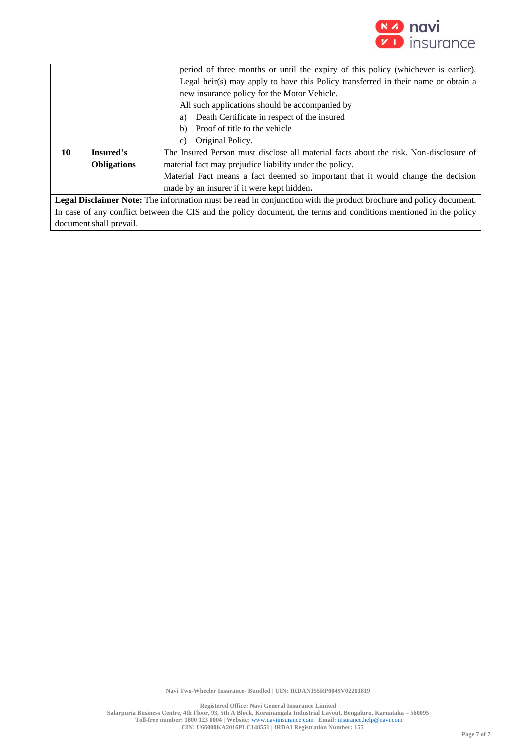| | | |
|---|---|---|
| | | period of three months or until the expiry of this policy (whichever is earlier). Legal heir(s) may apply to have this Policy transferred in their name or obtain a new insurance policy for the Motor Vehicle.<br>All such applications should be accompanied by<br>a) Death Certificate in respect of the insured<br>b) Proof of title to the vehicle<br>c) Original Policy. |
| **10** | **Insured's Obligations** | The Insured Person must disclose all material facts about the risk. Non-disclosure of material fact may prejudice liability under the policy.<br>Material Fact means a fact deemed so important that it would change the decision made by an insurer if it were kept hidden**.** |

**Legal Disclaimer Note:** The information must be read in conjunction with the product brochure and policy document. In case of any conflict between the CIS and the policy document, the terms and conditions mentioned in the policy document shall prevail.